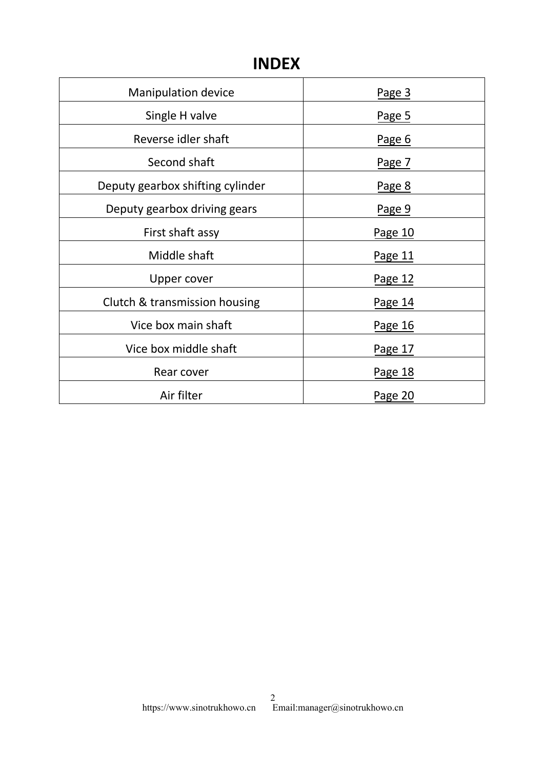# INDEX

| | |
|---|---|
| Manipulation device | Page 3 |
| Single H valve | Page 5 |
| Reverse idler shaft | Page 6 |
| Second shaft | Page 7 |
| Deputy gearbox shifting cylinder | Page 8 |
| Deputy gearbox driving gears | Page 9 |
| First shaft assy | Page 10 |
| Middle shaft | Page 11 |
| Upper cover | Page 12 |
| Clutch & transmission housing | Page 14 |
| Vice box main shaft | Page 16 |
| Vice box middle shaft | Page 17 |
| Rear cover | Page 18 |
| Air filter | Page 20 |

https://www.sinotrukhowo.cn Email:manager@sinotrukhowo.cn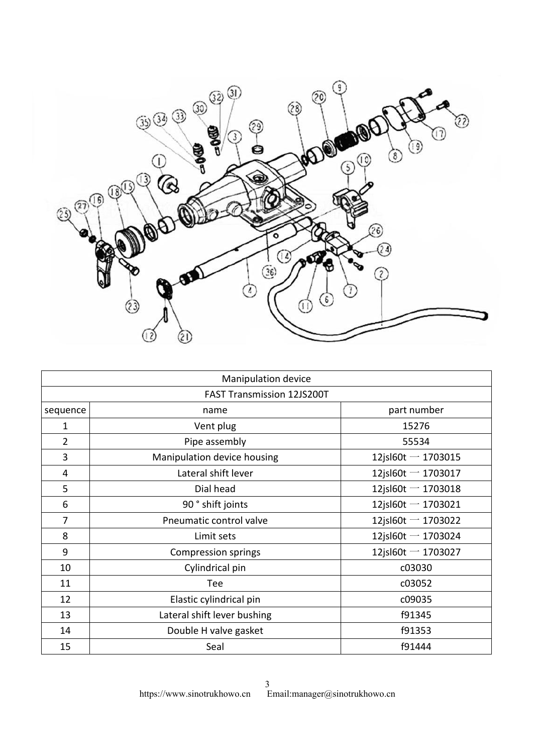| Manipulation device | | |
|---|---|---|
| FAST Transmission 12JS200T | | |
| sequence | name | part number |
| 1 | Vent plug | 15276 |
| 2 | Pipe assembly | 55534 |
| 3 | Manipulation device housing | 12jsl60t 一 1703015 |
| 4 | Lateral shift lever | 12jsl60t 一 1703017 |
| 5 | Dial head | 12jsl60t 一 1703018 |
| 6 | 90 ° shift joints | 12jsl60t 一 1703021 |
| 7 | Pneumatic control valve | 12jsl60t 一 1703022 |
| 8 | Limit sets | 12jsl60t 一 1703024 |
| 9 | Compression springs | 12jsl60t 一 1703027 |
| 10 | Cylindrical pin | c03030 |
| 11 | Tee | c03052 |
| 12 | Elastic cylindrical pin | c09035 |
| 13 | Lateral shift lever bushing | f91345 |
| 14 | Double H valve gasket | f91353 |
| 15 | Seal | f91444 |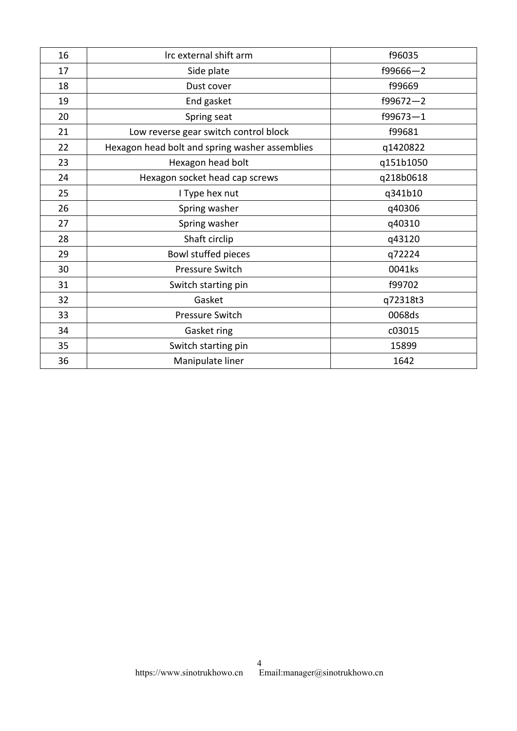| 16 | lrc external shift arm | f96035 |
|---|---|---|
| 17 | Side plate | f99666—2 |
| 18 | Dust cover | f99669 |
| 19 | End gasket | f99672—2 |
| 20 | Spring seat | f99673—1 |
| 21 | Low reverse gear switch control block | f99681 |
| 22 | Hexagon head bolt and spring washer assemblies | q1420822 |
| 23 | Hexagon head bolt | q151b1050 |
| 24 | Hexagon socket head cap screws | q218b0618 |
| 25 | I Type hex nut | q341b10 |
| 26 | Spring washer | q40306 |
| 27 | Spring washer | q40310 |
| 28 | Shaft circlip | q43120 |
| 29 | Bowl stuffed pieces | q72224 |
| 30 | Pressure Switch | 0041ks |
| 31 | Switch starting pin | f99702 |
| 32 | Gasket | q72318t3 |
| 33 | Pressure Switch | 0068ds |
| 34 | Gasket ring | c03015 |
| 35 | Switch starting pin | 15899 |
| 36 | Manipulate liner | 1642 |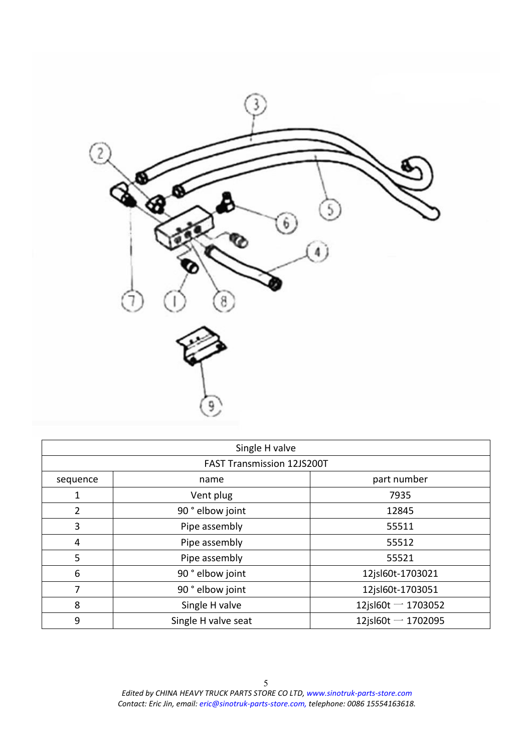| Single H valve | | |
|---|---|---|
| FAST Transmission 12JS200T | | |
| sequence | name | part number |
| 1 | Vent plug | 7935 |
| 2 | 90 ° elbow joint | 12845 |
| 3 | Pipe assembly | 55511 |
| 4 | Pipe assembly | 55512 |
| 5 | Pipe assembly | 55521 |
| 6 | 90 ° elbow joint | 12jsl60t-1703021 |
| 7 | 90 ° elbow joint | 12jsl60t-1703051 |
| 8 | Single H valve | 12jsl60t — 1703052 |
| 9 | Single H valve seat | 12jsl60t — 1702095 |

*Edited by CHINA HEAVY TRUCK PARTS STORE CO LTD, www.sinotruk-parts-store.com*
*Contact: Eric Jin, email: eric@sinotruk-parts-store.com, telephone: 0086 15554163618.*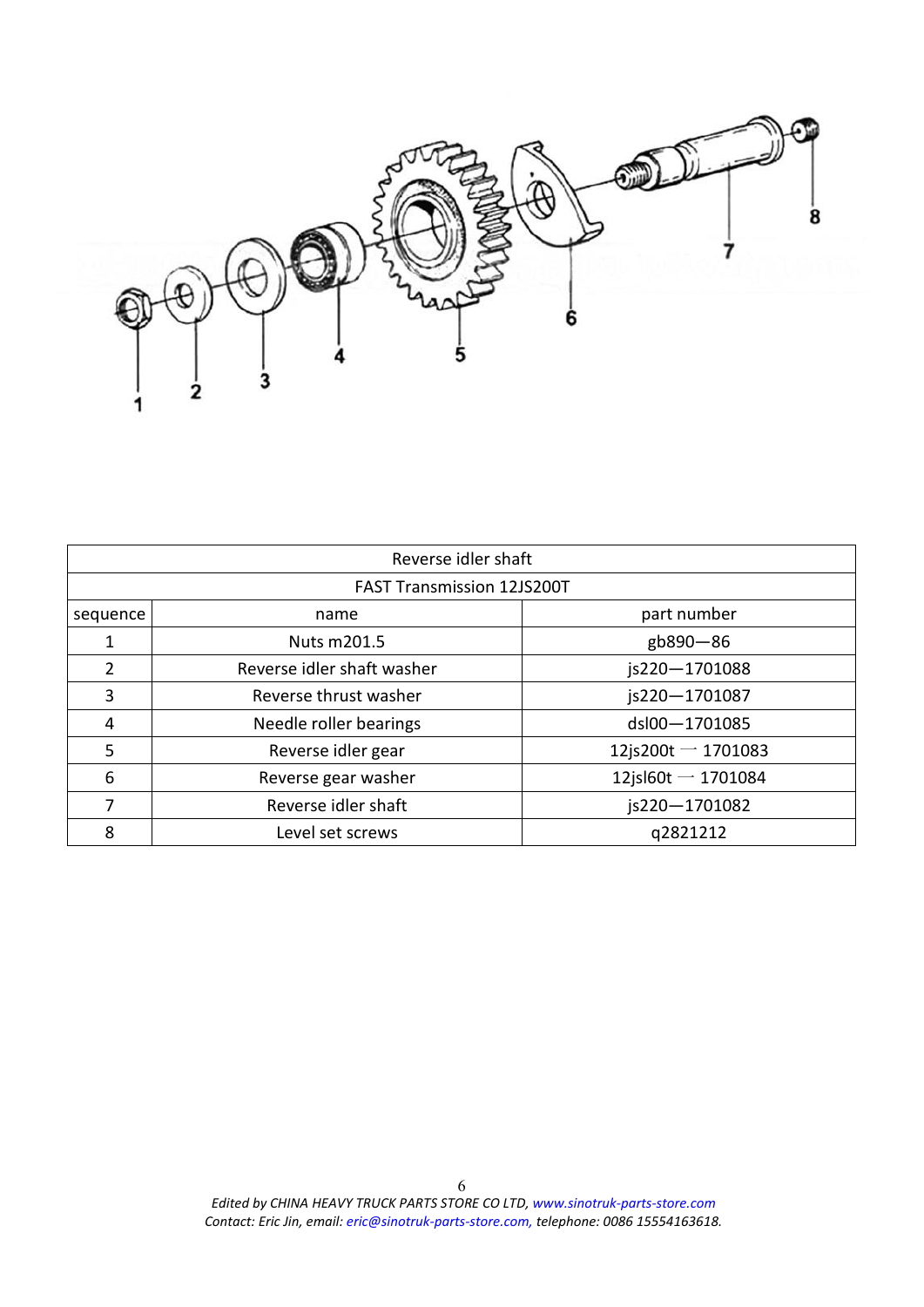| Reverse idler shaft | | |
|---|---|---|
| FAST Transmission 12JS200T | | |
| sequence | name | part number |
| 1 | Nuts m201.5 | gb890—86 |
| 2 | Reverse idler shaft washer | js220—1701088 |
| 3 | Reverse thrust washer | js220—1701087 |
| 4 | Needle roller bearings | dsl00—1701085 |
| 5 | Reverse idler gear | 12js200t 一 1701083 |
| 6 | Reverse gear washer | 12jsl60t 一 1701084 |
| 7 | Reverse idler shaft | js220—1701082 |
| 8 | Level set screws | q2821212 |

*Edited by CHINA HEAVY TRUCK PARTS STORE CO LTD, www.sinotruk-parts-store.com*
*Contact: Eric Jin, email: eric@sinotruk-parts-store.com, telephone: 0086 15554163618.*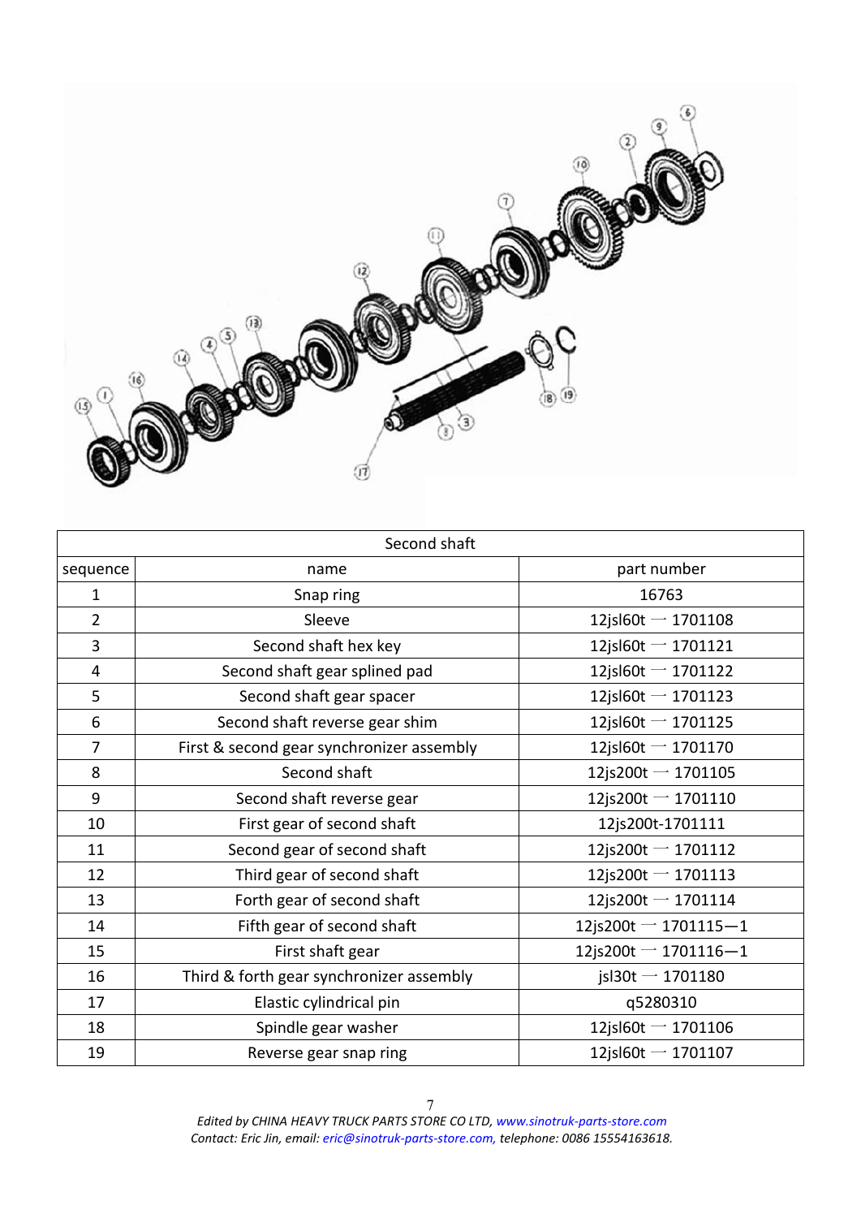| Second shaft | | |
|---|---|---|
| sequence | name | part number |
| 1 | Snap ring | 16763 |
| 2 | Sleeve | 12jsl60t — 1701108 |
| 3 | Second shaft hex key | 12jsl60t — 1701121 |
| 4 | Second shaft gear splined pad | 12jsl60t — 1701122 |
| 5 | Second shaft gear spacer | 12jsl60t — 1701123 |
| 6 | Second shaft reverse gear shim | 12jsl60t — 1701125 |
| 7 | First & second gear synchronizer assembly | 12jsl60t — 1701170 |
| 8 | Second shaft | 12js200t — 1701105 |
| 9 | Second shaft reverse gear | 12js200t — 1701110 |
| 10 | First gear of second shaft | 12js200t-1701111 |
| 11 | Second gear of second shaft | 12js200t — 1701112 |
| 12 | Third gear of second shaft | 12js200t — 1701113 |
| 13 | Forth gear of second shaft | 12js200t — 1701114 |
| 14 | Fifth gear of second shaft | 12js200t — 1701115—1 |
| 15 | First shaft gear | 12js200t — 1701116—1 |
| 16 | Third & forth gear synchronizer assembly | jsl30t — 1701180 |
| 17 | Elastic cylindrical pin | q5280310 |
| 18 | Spindle gear washer | 12jsl60t — 1701106 |
| 19 | Reverse gear snap ring | 12jsl60t — 1701107 |

*Edited by CHINA HEAVY TRUCK PARTS STORE CO LTD, www.sinotruk-parts-store.com*
*Contact: Eric Jin, email: eric@sinotruk-parts-store.com, telephone: 0086 15554163618.*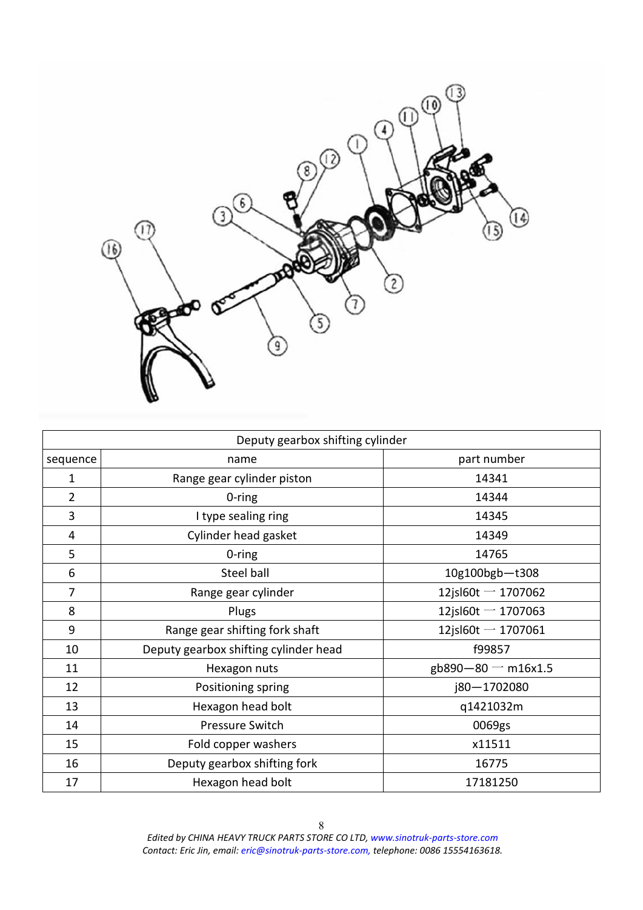| Deputy gearbox shifting cylinder | | |
|---|---|---|
| sequence | name | part number |
| 1 | Range gear cylinder piston | 14341 |
| 2 | 0-ring | 14344 |
| 3 | I type sealing ring | 14345 |
| 4 | Cylinder head gasket | 14349 |
| 5 | 0-ring | 14765 |
| 6 | Steel ball | 10g100bgb—t308 |
| 7 | Range gear cylinder | 12jsl60t — 1707062 |
| 8 | Plugs | 12jsl60t — 1707063 |
| 9 | Range gear shifting fork shaft | 12jsl60t — 1707061 |
| 10 | Deputy gearbox shifting cylinder head | f99857 |
| 11 | Hexagon nuts | gb890—80 — m16x1.5 |
| 12 | Positioning spring | j80—1702080 |
| 13 | Hexagon head bolt | q1421032m |
| 14 | Pressure Switch | 0069gs |
| 15 | Fold copper washers | x11511 |
| 16 | Deputy gearbox shifting fork | 16775 |
| 17 | Hexagon head bolt | 17181250 |

*Edited by CHINA HEAVY TRUCK PARTS STORE CO LTD, www.sinotruk-parts-store.com*
*Contact: Eric Jin, email: eric@sinotruk-parts-store.com, telephone: 0086 15554163618.*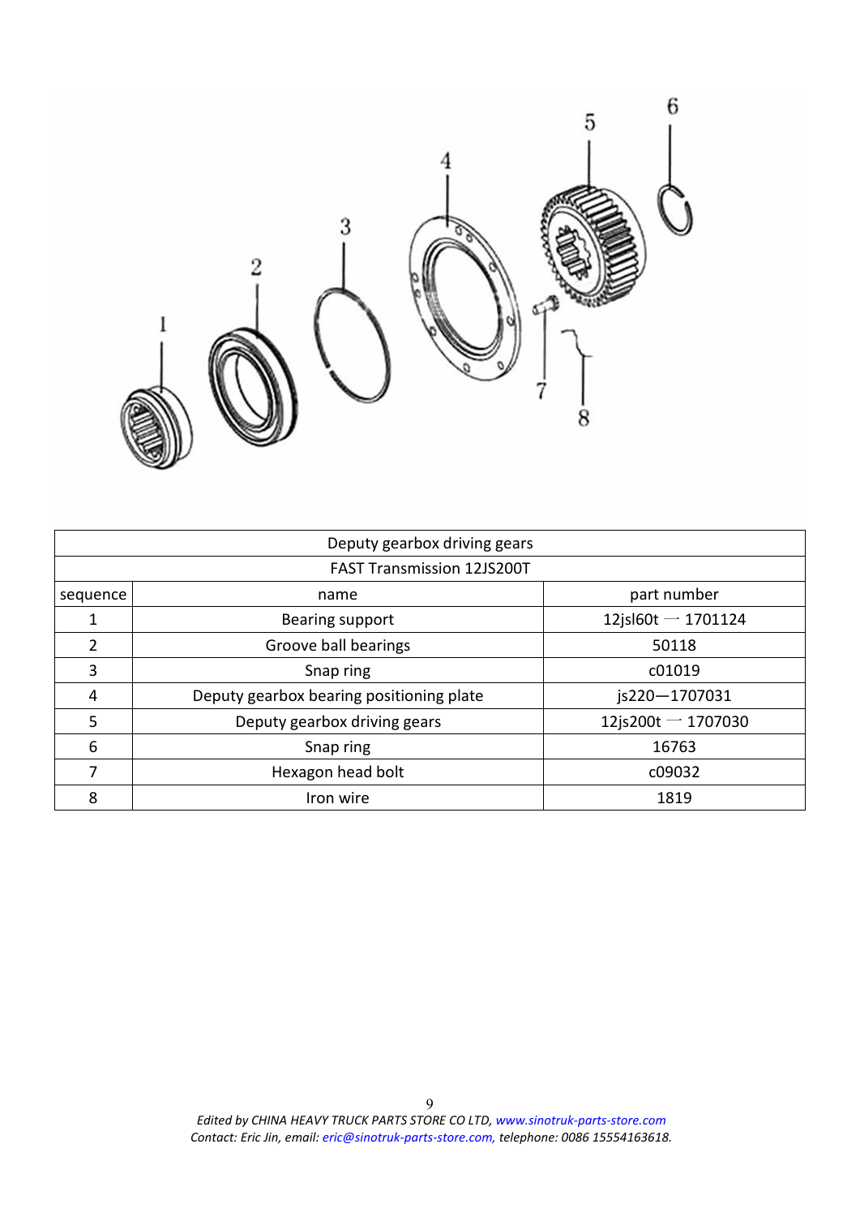| Deputy gearbox driving gears | | |
|---|---|---|
| FAST Transmission 12JS200T | | |
| sequence | name | part number |
| 1 | Bearing support | 12jsl60t — 1701124 |
| 2 | Groove ball bearings | 50118 |
| 3 | Snap ring | c01019 |
| 4 | Deputy gearbox bearing positioning plate | js220—1707031 |
| 5 | Deputy gearbox driving gears | 12js200t — 1707030 |
| 6 | Snap ring | 16763 |
| 7 | Hexagon head bolt | c09032 |
| 8 | Iron wire | 1819 |

*Edited by CHINA HEAVY TRUCK PARTS STORE CO LTD, www.sinotruk-parts-store.com*
*Contact: Eric Jin, email: eric@sinotruk-parts-store.com, telephone: 0086 15554163618.*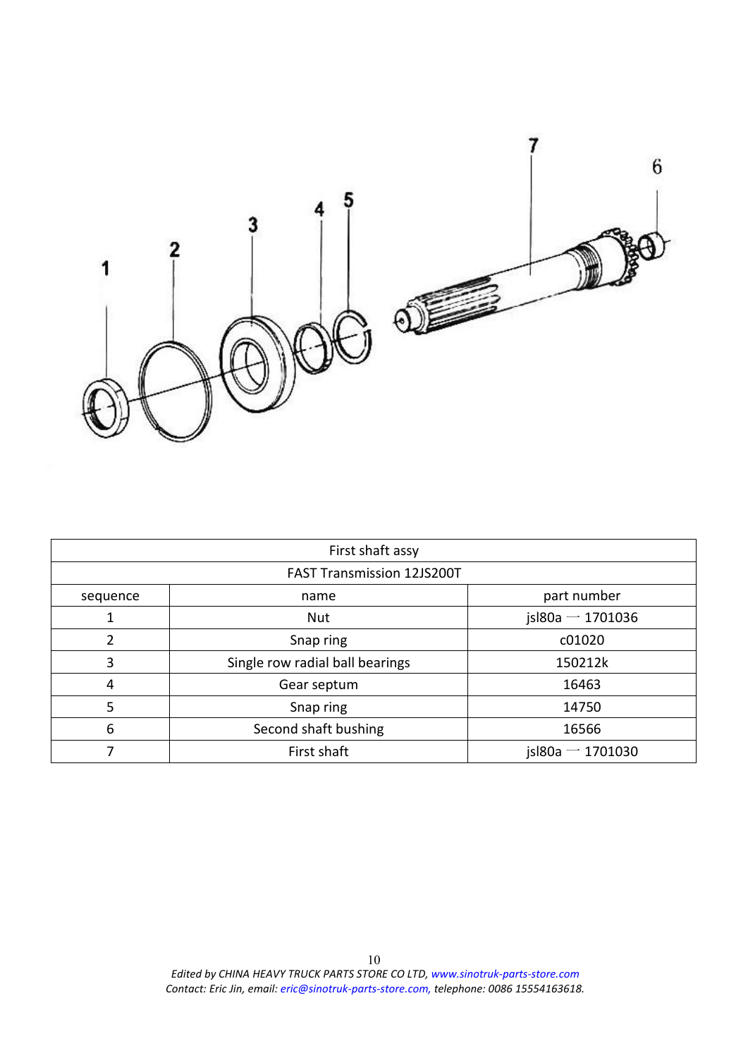| First shaft assy | | |
|---|---|---|
| FAST Transmission 12JS200T | | |
| sequence | name | part number |
| 1 | Nut | jsl80a — 1701036 |
| 2 | Snap ring | c01020 |
| 3 | Single row radial ball bearings | 150212k |
| 4 | Gear septum | 16463 |
| 5 | Snap ring | 14750 |
| 6 | Second shaft bushing | 16566 |
| 7 | First shaft | jsl80a — 1701030 |

*Edited by CHINA HEAVY TRUCK PARTS STORE CO LTD, www.sinotruk-parts-store.com*
*Contact: Eric Jin, email: eric@sinotruk-parts-store.com, telephone: 0086 15554163618.*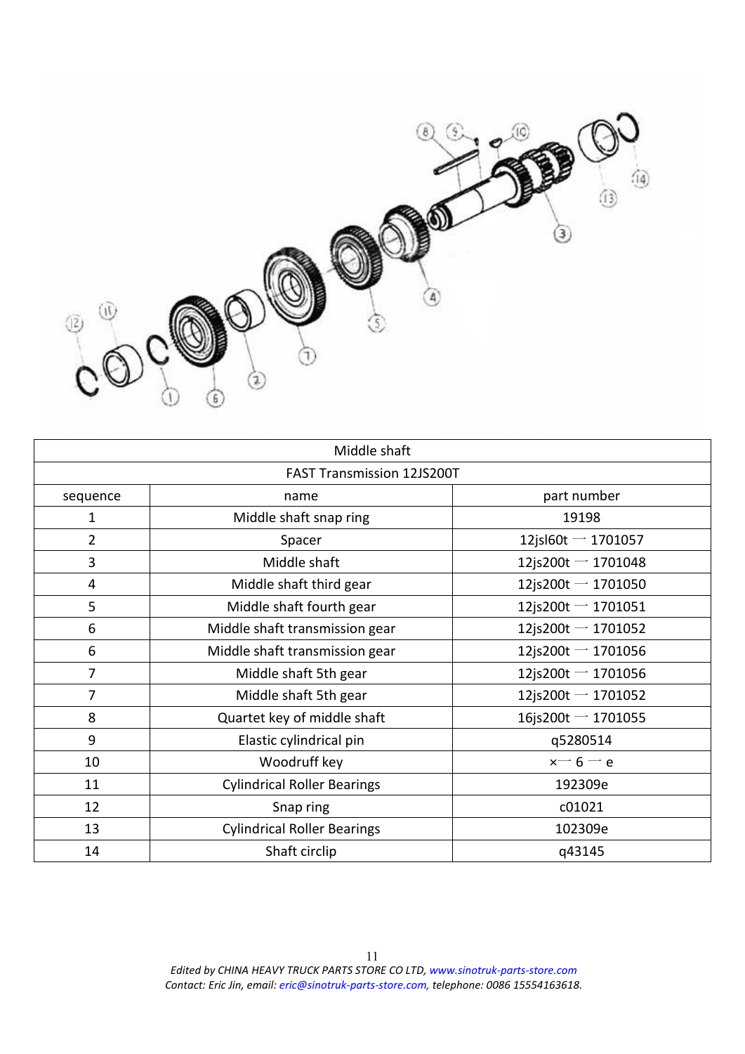| Middle shaft | | |
|---|---|---|
| FAST Transmission 12JS200T | | |
| sequence | name | part number |
| 1 | Middle shaft snap ring | 19198 |
| 2 | Spacer | 12jsl60t — 1701057 |
| 3 | Middle shaft | 12js200t — 1701048 |
| 4 | Middle shaft third gear | 12js200t — 1701050 |
| 5 | Middle shaft fourth gear | 12js200t — 1701051 |
| 6 | Middle shaft transmission gear | 12js200t — 1701052 |
| 6 | Middle shaft transmission gear | 12js200t — 1701056 |
| 7 | Middle shaft 5th gear | 12js200t — 1701056 |
| 7 | Middle shaft 5th gear | 12js200t — 1701052 |
| 8 | Quartet key of middle shaft | 16js200t — 1701055 |
| 9 | Elastic cylindrical pin | q5280514 |
| 10 | Woodruff key | ×— 6 — e |
| 11 | Cylindrical Roller Bearings | 192309e |
| 12 | Snap ring | c01021 |
| 13 | Cylindrical Roller Bearings | 102309e |
| 14 | Shaft circlip | q43145 |

*Edited by CHINA HEAVY TRUCK PARTS STORE CO LTD, www.sinotruk-parts-store.com*
*Contact: Eric Jin, email: eric@sinotruk-parts-store.com, telephone: 0086 15554163618.*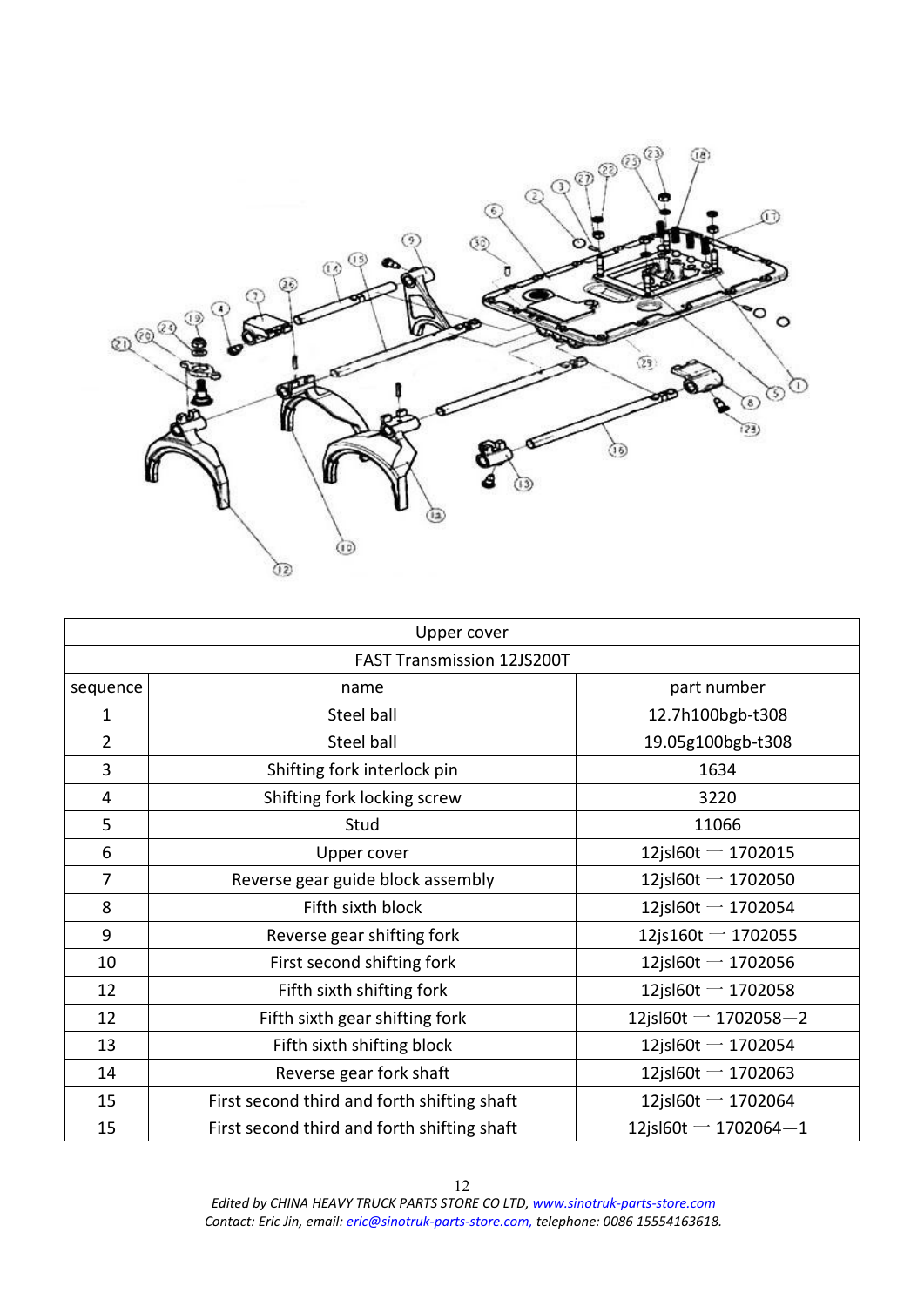| Upper cover | | |
|---|---|---|
| FAST Transmission 12JS200T | | |
| sequence | name | part number |
| 1 | Steel ball | 12.7h100bgb-t308 |
| 2 | Steel ball | 19.05g100bgb-t308 |
| 3 | Shifting fork interlock pin | 1634 |
| 4 | Shifting fork locking screw | 3220 |
| 5 | Stud | 11066 |
| 6 | Upper cover | 12jsl60t — 1702015 |
| 7 | Reverse gear guide block assembly | 12jsl60t — 1702050 |
| 8 | Fifth sixth block | 12jsl60t — 1702054 |
| 9 | Reverse gear shifting fork | 12js160t — 1702055 |
| 10 | First second shifting fork | 12jsl60t — 1702056 |
| 12 | Fifth sixth shifting fork | 12jsl60t — 1702058 |
| 12 | Fifth sixth gear shifting fork | 12jsl60t — 1702058—2 |
| 13 | Fifth sixth shifting block | 12jsl60t — 1702054 |
| 14 | Reverse gear fork shaft | 12jsl60t — 1702063 |
| 15 | First second third and forth shifting shaft | 12jsl60t — 1702064 |
| 15 | First second third and forth shifting shaft | 12jsl60t — 1702064—1 |

*Edited by CHINA HEAVY TRUCK PARTS STORE CO LTD, www.sinotruk-parts-store.com*
*Contact: Eric Jin, email: eric@sinotruk-parts-store.com, telephone: 0086 15554163618.*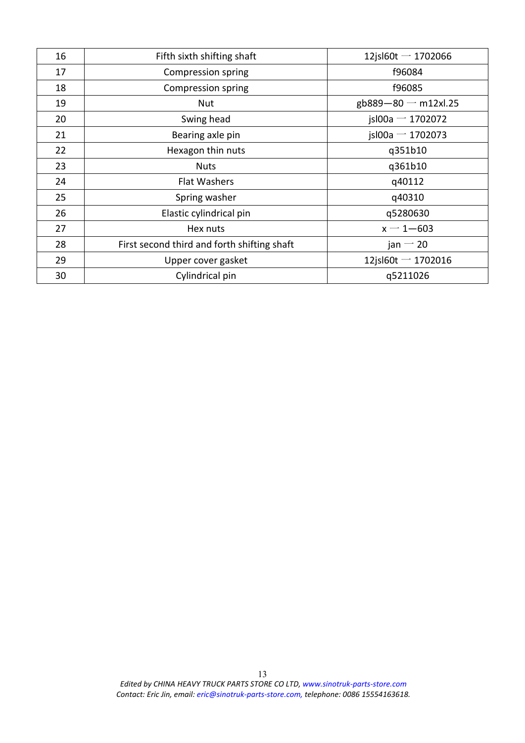| 16 | Fifth sixth shifting shaft | 12jsl60t 一 1702066 |
|---|---|---|
| 17 | Compression spring | f96084 |
| 18 | Compression spring | f96085 |
| 19 | Nut | gb889—80 一 m12xl.25 |
| 20 | Swing head | jsl00a 一 1702072 |
| 21 | Bearing axle pin | jsl00a 一 1702073 |
| 22 | Hexagon thin nuts | q351b10 |
| 23 | Nuts | q361b10 |
| 24 | Flat Washers | q40112 |
| 25 | Spring washer | q40310 |
| 26 | Elastic cylindrical pin | q5280630 |
| 27 | Hex nuts | x 一 1—603 |
| 28 | First second third and forth shifting shaft | jan 一 20 |
| 29 | Upper cover gasket | 12jsl60t 一 1702016 |
| 30 | Cylindrical pin | q5211026 |

*Edited by CHINA HEAVY TRUCK PARTS STORE CO LTD, www.sinotruk-parts-store.com*
*Contact: Eric Jin, email: eric@sinotruk-parts-store.com, telephone: 0086 15554163618.*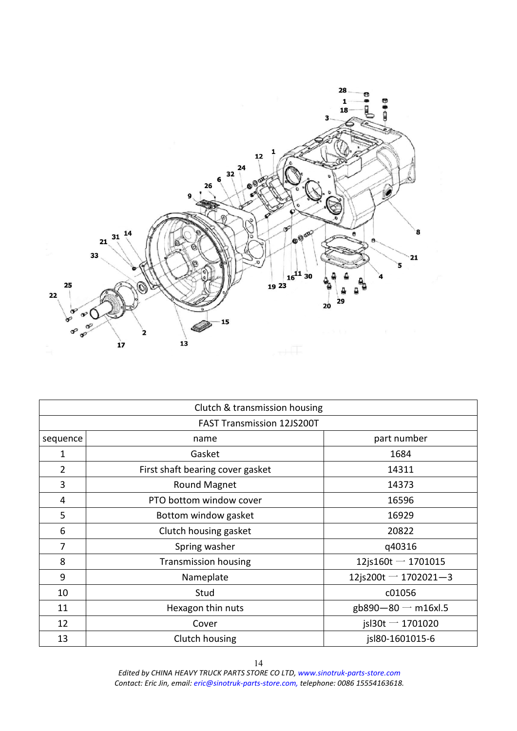| Clutch & transmission housing | | |
|---|---|---|
| FAST Transmission 12JS200T | | |
| sequence | name | part number |
| 1 | Gasket | 1684 |
| 2 | First shaft bearing cover gasket | 14311 |
| 3 | Round Magnet | 14373 |
| 4 | PTO bottom window cover | 16596 |
| 5 | Bottom window gasket | 16929 |
| 6 | Clutch housing gasket | 20822 |
| 7 | Spring washer | q40316 |
| 8 | Transmission housing | 12js160t — 1701015 |
| 9 | Nameplate | 12js200t — 1702021—3 |
| 10 | Stud | c01056 |
| 11 | Hexagon thin nuts | gb890—80 — m16xl.5 |
| 12 | Cover | jsl30t — 1701020 |
| 13 | Clutch housing | jsl80-1601015-6 |

*Edited by CHINA HEAVY TRUCK PARTS STORE CO LTD, www.sinotruk-parts-store.com*
*Contact: Eric Jin, email: eric@sinotruk-parts-store.com, telephone: 0086 15554163618.*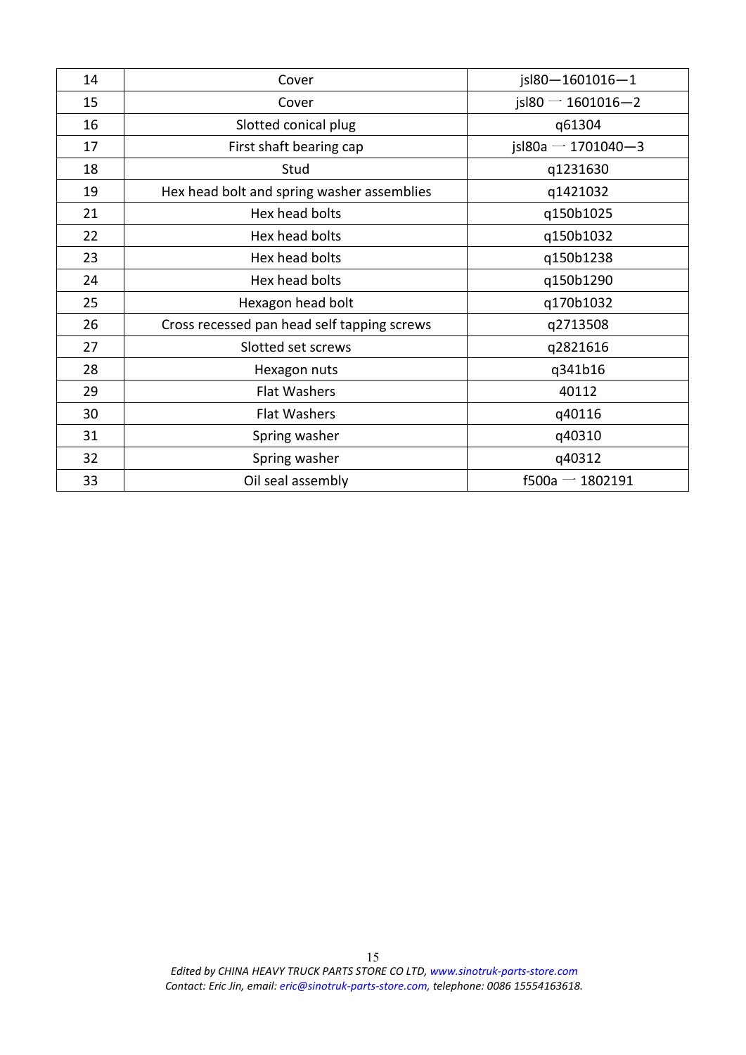| 14 | Cover | jsl80—1601016—1 |
|---|---|---|
| 15 | Cover | jsl80 一 1601016—2 |
| 16 | Slotted conical plug | q61304 |
| 17 | First shaft bearing cap | jsl80a 一 1701040—3 |
| 18 | Stud | q1231630 |
| 19 | Hex head bolt and spring washer assemblies | q1421032 |
| 21 | Hex head bolts | q150b1025 |
| 22 | Hex head bolts | q150b1032 |
| 23 | Hex head bolts | q150b1238 |
| 24 | Hex head bolts | q150b1290 |
| 25 | Hexagon head bolt | q170b1032 |
| 26 | Cross recessed pan head self tapping screws | q2713508 |
| 27 | Slotted set screws | q2821616 |
| 28 | Hexagon nuts | q341b16 |
| 29 | Flat Washers | 40112 |
| 30 | Flat Washers | q40116 |
| 31 | Spring washer | q40310 |
| 32 | Spring washer | q40312 |
| 33 | Oil seal assembly | f500a 一 1802191 |

*Edited by CHINA HEAVY TRUCK PARTS STORE CO LTD, www.sinotruk-parts-store.com*
*Contact: Eric Jin, email: eric@sinotruk-parts-store.com, telephone: 0086 15554163618.*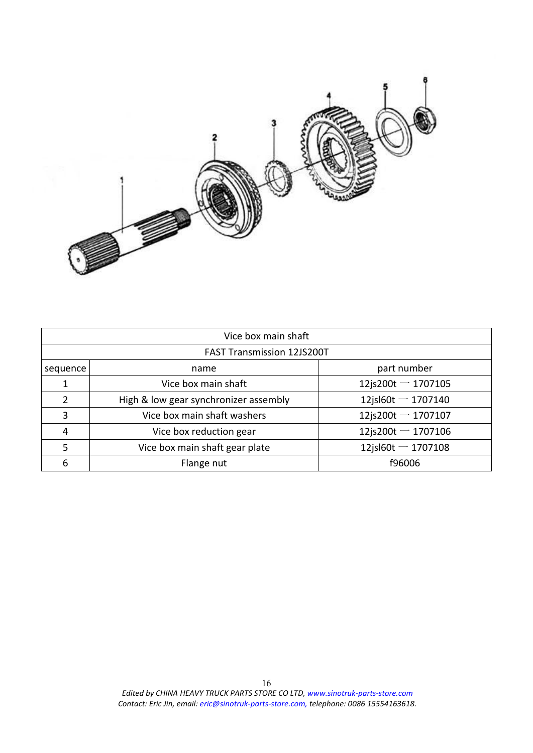| Vice box main shaft | | |
|---|---|---|
| FAST Transmission 12JS200T | | |
| sequence | name | part number |
| 1 | Vice box main shaft | 12js200t — 1707105 |
| 2 | High & low gear synchronizer assembly | 12jsl60t — 1707140 |
| 3 | Vice box main shaft washers | 12js200t — 1707107 |
| 4 | Vice box reduction gear | 12js200t — 1707106 |
| 5 | Vice box main shaft gear plate | 12jsl60t — 1707108 |
| 6 | Flange nut | f96006 |

*Edited by CHINA HEAVY TRUCK PARTS STORE CO LTD, www.sinotruk-parts-store.com*
*Contact: Eric Jin, email: eric@sinotruk-parts-store.com, telephone: 0086 15554163618.*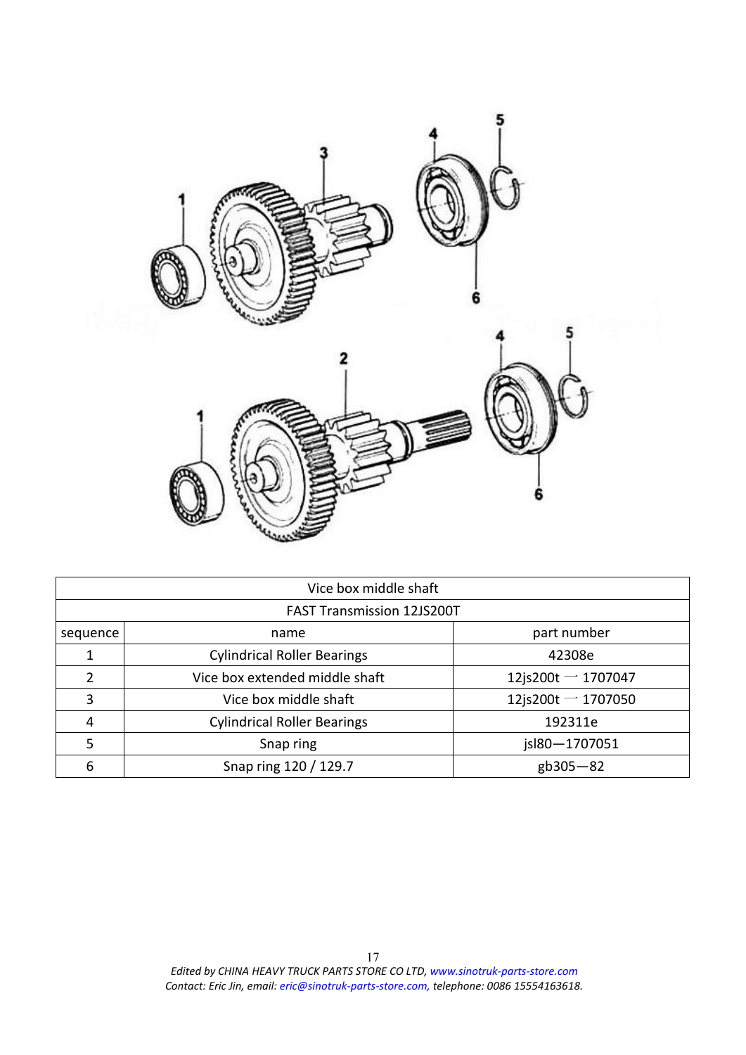| Vice box middle shaft | | |
|---|---|---|
| FAST Transmission 12JS200T | | |
| sequence | name | part number |
| 1 | Cylindrical Roller Bearings | 42308e |
| 2 | Vice box extended middle shaft | 12js200t — 1707047 |
| 3 | Vice box middle shaft | 12js200t — 1707050 |
| 4 | Cylindrical Roller Bearings | 192311e |
| 5 | Snap ring | jsl80—1707051 |
| 6 | Snap ring 120 / 129.7 | gb305—82 |

*Edited by CHINA HEAVY TRUCK PARTS STORE CO LTD, www.sinotruk-parts-store.com*
*Contact: Eric Jin, email: eric@sinotruk-parts-store.com, telephone: 0086 15554163618.*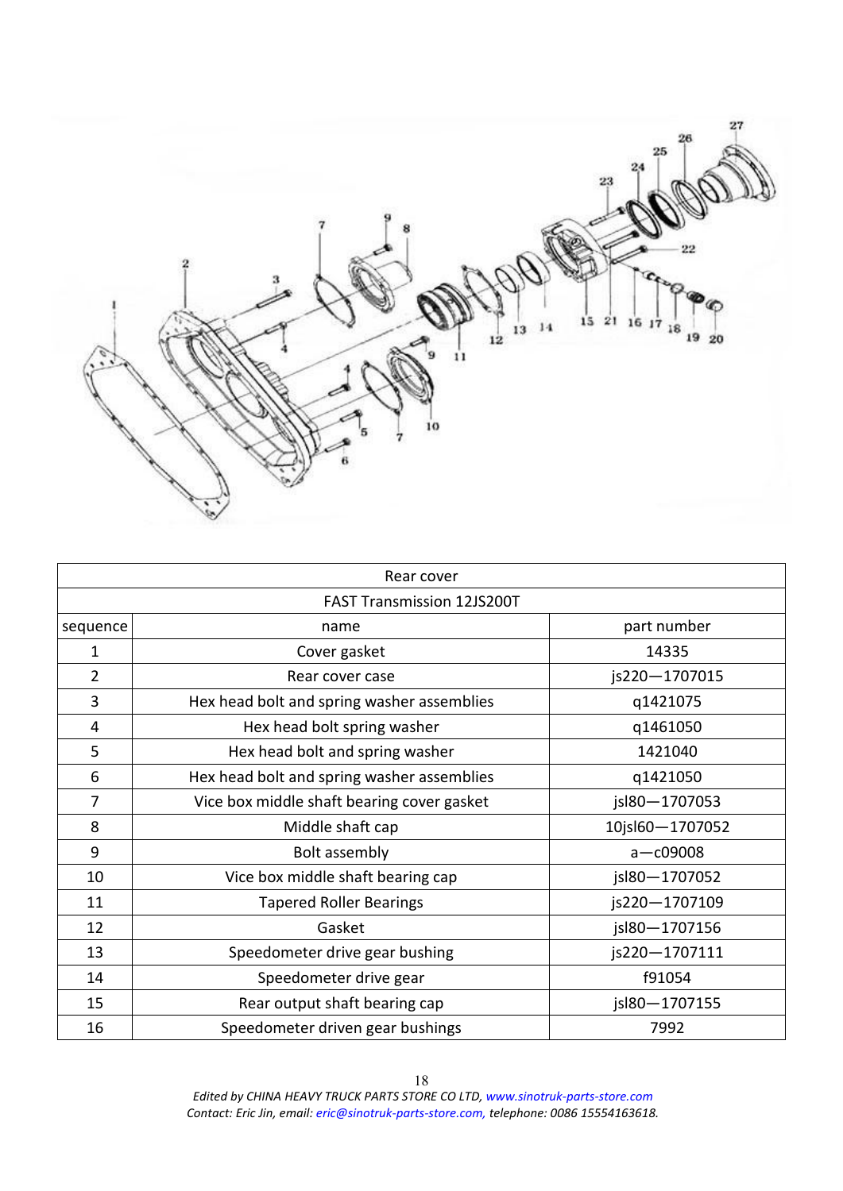| Rear cover | | |
|---|---|---|
| FAST Transmission 12JS200T | | |
| sequence | name | part number |
| 1 | Cover gasket | 14335 |
| 2 | Rear cover case | js220—1707015 |
| 3 | Hex head bolt and spring washer assemblies | q1421075 |
| 4 | Hex head bolt spring washer | q1461050 |
| 5 | Hex head bolt and spring washer | 1421040 |
| 6 | Hex head bolt and spring washer assemblies | q1421050 |
| 7 | Vice box middle shaft bearing cover gasket | jsl80—1707053 |
| 8 | Middle shaft cap | 10jsl60—1707052 |
| 9 | Bolt assembly | a—c09008 |
| 10 | Vice box middle shaft bearing cap | jsl80—1707052 |
| 11 | Tapered Roller Bearings | js220—1707109 |
| 12 | Gasket | jsl80—1707156 |
| 13 | Speedometer drive gear bushing | js220—1707111 |
| 14 | Speedometer drive gear | f91054 |
| 15 | Rear output shaft bearing cap | jsl80—1707155 |
| 16 | Speedometer driven gear bushings | 7992 |

*Edited by CHINA HEAVY TRUCK PARTS STORE CO LTD, www.sinotruk-parts-store.com*
*Contact: Eric Jin, email: eric@sinotruk-parts-store.com, telephone: 0086 15554163618.*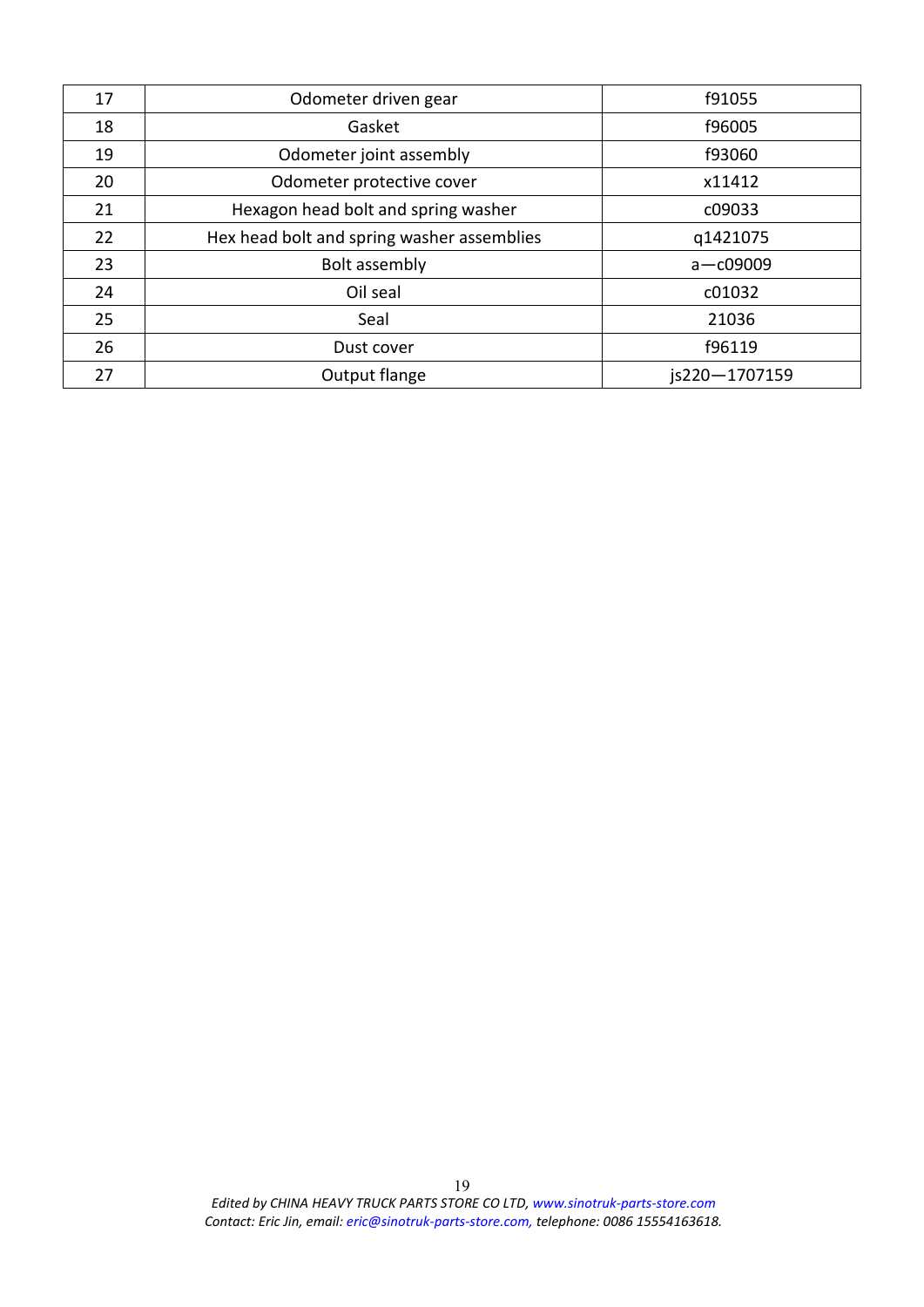| 17 | Odometer driven gear | f91055 |
|---|---|---|
| 18 | Gasket | f96005 |
| 19 | Odometer joint assembly | f93060 |
| 20 | Odometer protective cover | x11412 |
| 21 | Hexagon head bolt and spring washer | c09033 |
| 22 | Hex head bolt and spring washer assemblies | q1421075 |
| 23 | Bolt assembly | a—c09009 |
| 24 | Oil seal | c01032 |
| 25 | Seal | 21036 |
| 26 | Dust cover | f96119 |
| 27 | Output flange | js220—1707159 |

*Edited by CHINA HEAVY TRUCK PARTS STORE CO LTD, www.sinotruk-parts-store.com*
*Contact: Eric Jin, email: eric@sinotruk-parts-store.com, telephone: 0086 15554163618.*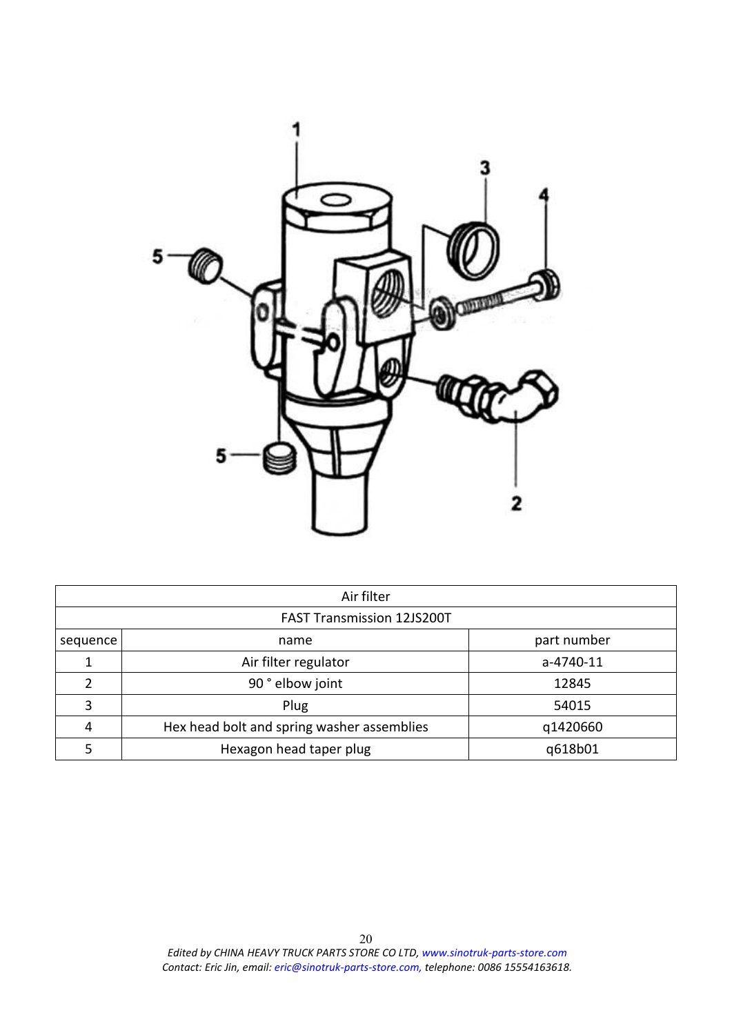| Air filter | | |
|---|---|---|
| FAST Transmission 12JS200T | | |
| sequence | name | part number |
| 1 | Air filter regulator | a-4740-11 |
| 2 | 90 ° elbow joint | 12845 |
| 3 | Plug | 54015 |
| 4 | Hex head bolt and spring washer assemblies | q1420660 |
| 5 | Hexagon head taper plug | q618b01 |